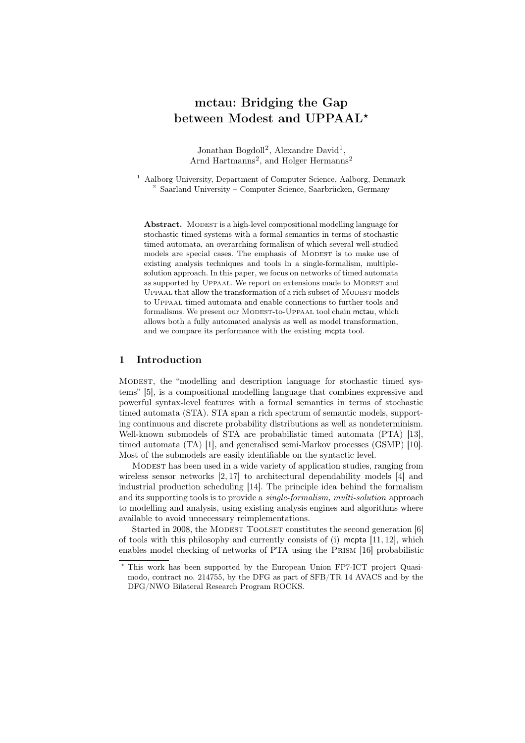# mctau: Bridging the Gap between Modest and UPPAAL*

Jonathan Bogdoll[2], Alexandre David[1], Arnd Hartmanns[2], and Holger Hermanns[2]

[1] Aalborg University, Department of Computer Science, Aalborg, Denmark
[2] Saarland University – Computer Science, Saarbrücken, Germany

**Abstract.** Modest is a high-level compositional modelling language for stochastic timed systems with a formal semantics in terms of stochastic timed automata, an overarching formalism of which several well-studied models are special cases. The emphasis of Modest is to make use of existing analysis techniques and tools in a single-formalism, multiple-solution approach. In this paper, we focus on networks of timed automata as supported by Uppaal. We report on extensions made to Modest and Uppaal that allow the transformation of a rich subset of Modest models to Uppaal timed automata and enable connections to further tools and formalisms. We present our Modest-to-Uppaal tool chain mctau, which allows both a fully automated analysis as well as model transformation, and we compare its performance with the existing mcpta tool.

## 1 Introduction

Modest, the "modelling and description language for stochastic timed systems" [5], is a compositional modelling language that combines expressive and powerful syntax-level features with a formal semantics in terms of stochastic timed automata (STA). STA span a rich spectrum of semantic models, supporting continuous and discrete probability distributions as well as nondeterminism. Well-known submodels of STA are probabilistic timed automata (PTA) [13], timed automata (TA) [1], and generalised semi-Markov processes (GSMP) [10]. Most of the submodels are easily identifiable on the syntactic level.

Modest has been used in a wide variety of application studies, ranging from wireless sensor networks [2, 17] to architectural dependability models [4] and industrial production scheduling [14]. The principle idea behind the formalism and its supporting tools is to provide a *single-formalism, multi-solution* approach to modelling and analysis, using existing analysis engines and algorithms where available to avoid unnecessary reimplementations.

Started in 2008, the Modest Toolset constitutes the second generation [6] of tools with this philosophy and currently consists of (i) mcpta [11, 12], which enables model checking of networks of PTA using the Prism [16] probabilistic

---

* This work has been supported by the European Union FP7-ICT project Quasimodo, contract no. 214755, by the DFG as part of SFB/TR 14 AVACS and by the DFG/NWO Bilateral Research Program ROCKS.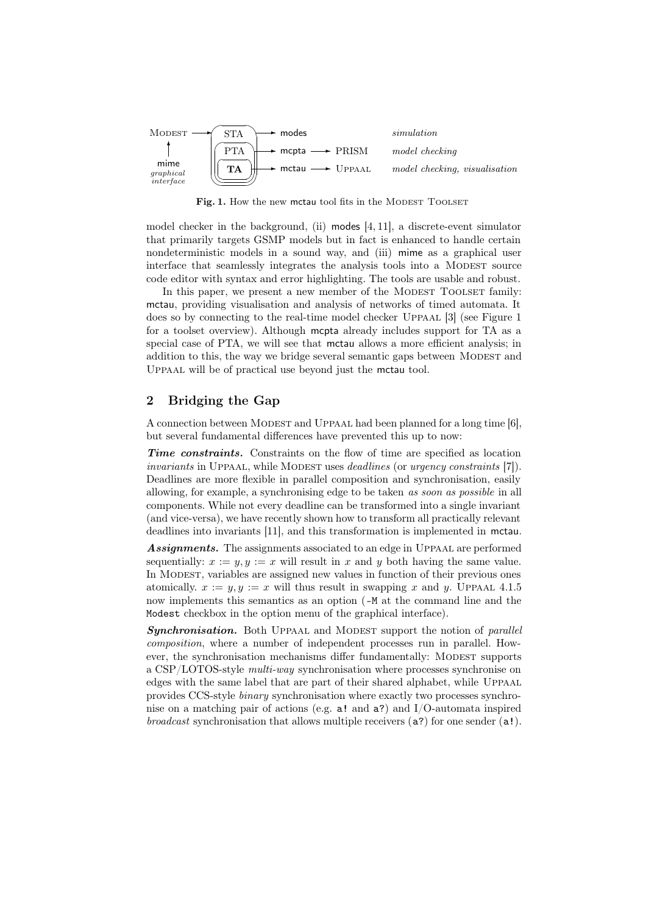Fig. 1. How the new mctau tool fits in the Modest Toolset

model checker in the background, (ii) modes [4, 11], a discrete-event simulator that primarily targets GSMP models but in fact is enhanced to handle certain nondeterministic models in a sound way, and (iii) mime as a graphical user interface that seamlessly integrates the analysis tools into a Modest source code editor with syntax and error highlighting. The tools are usable and robust.

In this paper, we present a new member of the Modest Toolset family: mctau, providing visualisation and analysis of networks of timed automata. It does so by connecting to the real-time model checker Uppaal [3] (see Figure 1 for a toolset overview). Although mcpta already includes support for TA as a special case of PTA, we will see that mctau allows a more efficient analysis; in addition to this, the way we bridge several semantic gaps between Modest and Uppaal will be of practical use beyond just the mctau tool.

## 2 Bridging the Gap

A connection between Modest and Uppaal had been planned for a long time [6], but several fundamental differences have prevented this up to now:

***Time constraints.*** Constraints on the flow of time are specified as location *invariants* in Uppaal, while Modest uses *deadlines* (or *urgency constraints* [7]). Deadlines are more flexible in parallel composition and synchronisation, easily allowing, for example, a synchronising edge to be taken *as soon as possible* in all components. While not every deadline can be transformed into a single invariant (and vice-versa), we have recently shown how to transform all practically relevant deadlines into invariants [11], and this transformation is implemented in mctau.

***Assignments.*** The assignments associated to an edge in Uppaal are performed sequentially: $x := y, y := x$ will result in $x$ and $y$ both having the same value. In Modest, variables are assigned new values in function of their previous ones atomically. $x := y, y := x$ will thus result in swapping $x$ and $y$. Uppaal 4.1.5 now implements this semantics as an option (`-M` at the command line and the `Modest` checkbox in the option menu of the graphical interface).

***Synchronisation.*** Both Uppaal and Modest support the notion of *parallel composition*, where a number of independent processes run in parallel. However, the synchronisation mechanisms differ fundamentally: Modest supports a CSP/LOTOS-style *multi-way* synchronisation where processes synchronise on edges with the same label that are part of their shared alphabet, while Uppaal provides CCS-style *binary* synchronisation where exactly two processes synchronise on a matching pair of actions (e.g. `a!` and `a?`) and I/O-automata inspired *broadcast* synchronisation that allows multiple receivers (`a?`) for one sender (`a!`).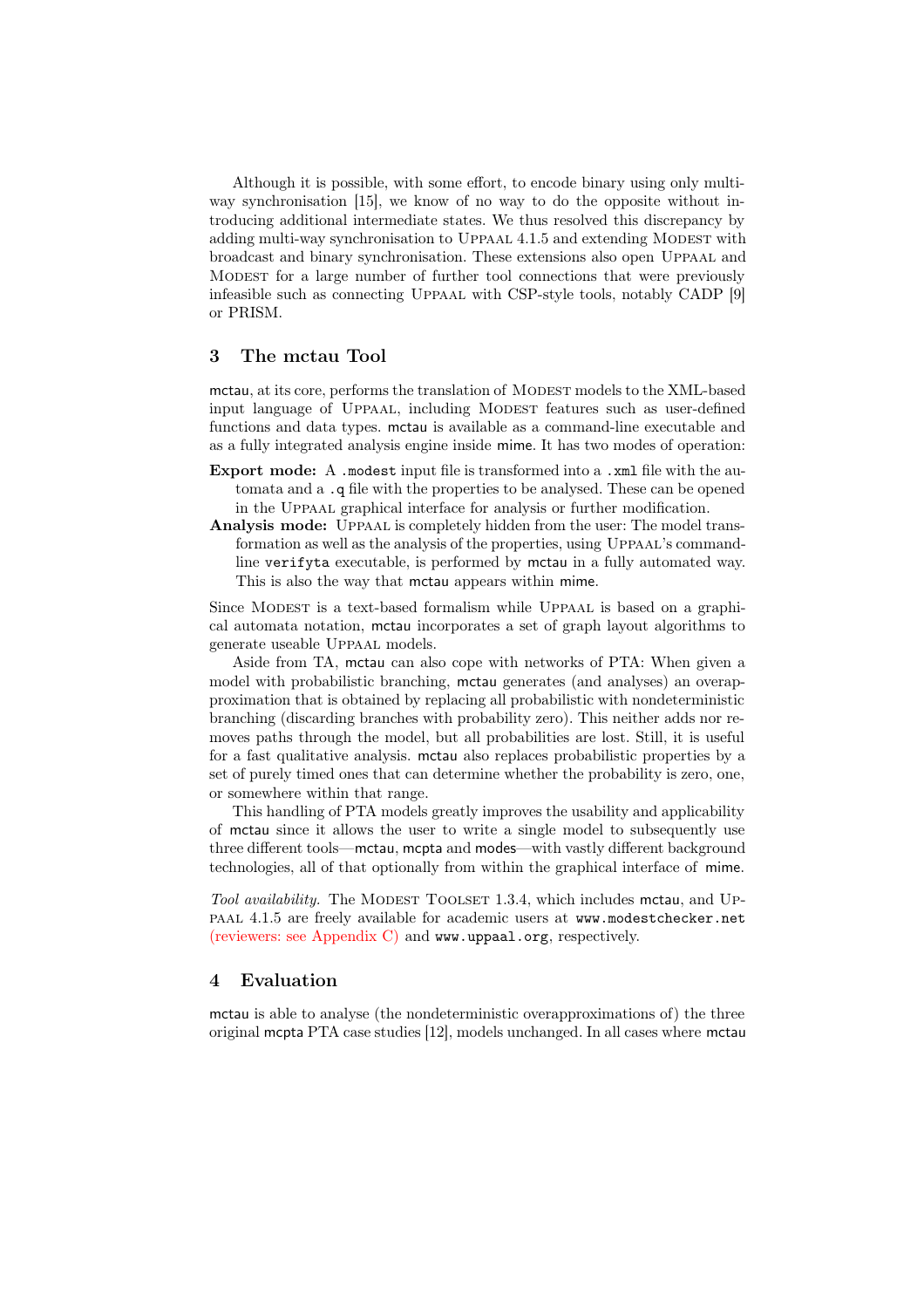Although it is possible, with some effort, to encode binary using only multi-way synchronisation [15], we know of no way to do the opposite without introducing additional intermediate states. We thus resolved this discrepancy by adding multi-way synchronisation to Uppaal 4.1.5 and extending Modest with broadcast and binary synchronisation. These extensions also open Uppaal and Modest for a large number of further tool connections that were previously infeasible such as connecting Uppaal with CSP-style tools, notably CADP [9] or PRISM.

## 3 The mctau Tool

mctau, at its core, performs the translation of Modest models to the XML-based input language of Uppaal, including Modest features such as user-defined functions and data types. mctau is available as a command-line executable and as a fully integrated analysis engine inside mime. It has two modes of operation:

**Export mode:** A `.modest` input file is transformed into a `.xml` file with the automata and a `.q` file with the properties to be analysed. These can be opened in the Uppaal graphical interface for analysis or further modification.

**Analysis mode:** Uppaal is completely hidden from the user: The model transformation as well as the analysis of the properties, using Uppaal's command-line `verifyta` executable, is performed by mctau in a fully automated way. This is also the way that mctau appears within mime.

Since Modest is a text-based formalism while Uppaal is based on a graphical automata notation, mctau incorporates a set of graph layout algorithms to generate useable Uppaal models.

Aside from TA, mctau can also cope with networks of PTA: When given a model with probabilistic branching, mctau generates (and analyses) an overapproximation that is obtained by replacing all probabilistic with nondeterministic branching (discarding branches with probability zero). This neither adds nor removes paths through the model, but all probabilities are lost. Still, it is useful for a fast qualitative analysis. mctau also replaces probabilistic properties by a set of purely timed ones that can determine whether the probability is zero, one, or somewhere within that range.

This handling of PTA models greatly improves the usability and applicability of mctau since it allows the user to write a single model to subsequently use three different tools—mctau, mcpta and modes—with vastly different background technologies, all of that optionally from within the graphical interface of mime.

*Tool availability.* The Modest Toolset 1.3.4, which includes mctau, and Uppaal 4.1.5 are freely available for academic users at `www.modestchecker.net` (reviewers: see Appendix C) and `www.uppaal.org`, respectively.

## 4 Evaluation

mctau is able to analyse (the nondeterministic overapproximations of) the three original mcpta PTA case studies [12], models unchanged. In all cases where mctau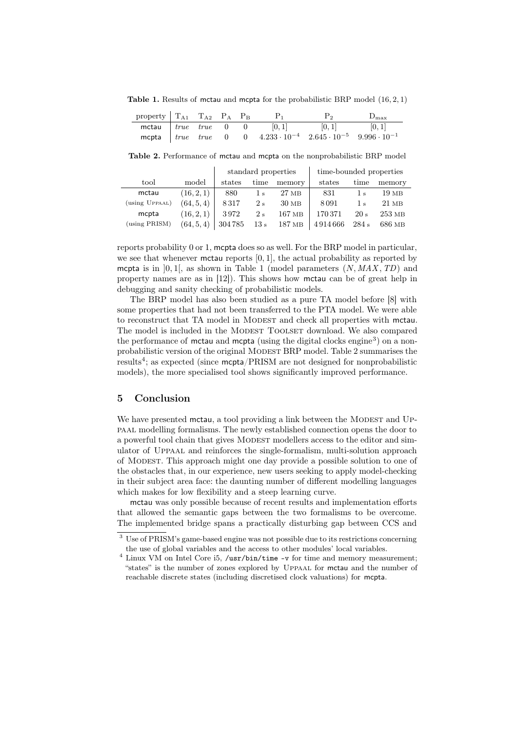**Table 1.** Results of mctau and mcpta for the probabilistic BRP model $(16, 2, 1)$

| property | $T_{A1}$ | $T_{A2}$ | $P_A$ | $P_B$ | $P_1$ | $P_2$ | $D_{max}$ |
|---|---|---|---|---|---|---|---|
| mctau | *true* | *true* | 0 | 0 | $[0, 1]$ | $[0, 1]$ | $[0, 1]$ |
| mcpta | *true* | *true* | 0 | 0 | $4.233 \cdot 10^{-4}$ | $2.645 \cdot 10^{-5}$ | $9.996 \cdot 10^{-1}$ |

**Table 2.** Performance of mctau and mcpta on the nonprobabilistic BRP model

| | | standard properties | | | time-bounded properties | | |
|---|---|---|---|---|---|---|---|
| tool | model | states | time | memory | states | time | memory |
| mctau | $(16, 2, 1)$ | 880 | 1 s | 27 MB | 831 | 1 s | 19 MB |
| (using UPPAAL) | $(64, 5, 4)$ | 8 317 | 2 s | 30 MB | 8 091 | 1 s | 21 MB |
| mcpta | $(16, 2, 1)$ | 3 972 | 2 s | 167 MB | 170 371 | 20 s | 253 MB |
| (using PRISM) | $(64, 5, 4)$ | 304 785 | 13 s | 187 MB | 4 914 666 | 284 s | 686 MB |

reports probability 0 or 1, mcpta does so as well. For the BRP model in particular, we see that whenever mctau reports $[0, 1]$, the actual probability as reported by mcpta is in $]0, 1[$, as shown in Table 1 (model parameters $(N, MAX, TD)$ and property names are as in [12]). This shows how mctau can be of great help in debugging and sanity checking of probabilistic models.

The BRP model has also been studied as a pure TA model before [8] with some properties that had not been transferred to the PTA model. We were able to reconstruct that TA model in MODEST and check all properties with mctau. The model is included in the MODEST TOOLSET download. We also compared the performance of mctau and mcpta (using the digital clocks engine[3]) on a nonprobabilistic version of the original MODEST BRP model. Table 2 summarises the results[4]; as expected (since mcpta/PRISM are not designed for nonprobabilistic models), the more specialised tool shows significantly improved performance.

## 5 Conclusion

We have presented mctau, a tool providing a link between the MODEST and UPPAAL modelling formalisms. The newly established connection opens the door to a powerful tool chain that gives MODEST modellers access to the editor and simulator of UPPAAL and reinforces the single-formalism, multi-solution approach of MODEST. This approach might one day provide a possible solution to one of the obstacles that, in our experience, new users seeking to apply model-checking in their subject area face: the daunting number of different modelling languages which makes for low flexibility and a steep learning curve.

mctau was only possible because of recent results and implementation efforts that allowed the semantic gaps between the two formalisms to be overcome. The implemented bridge spans a practically disturbing gap between CCS and

[3] Use of PRISM's game-based engine was not possible due to its restrictions concerning the use of global variables and the access to other modules' local variables.

[4] Linux VM on Intel Core i5, `/usr/bin/time -v` for time and memory measurement; "states" is the number of zones explored by UPPAAL for mctau and the number of reachable discrete states (including discretised clock valuations) for mcpta.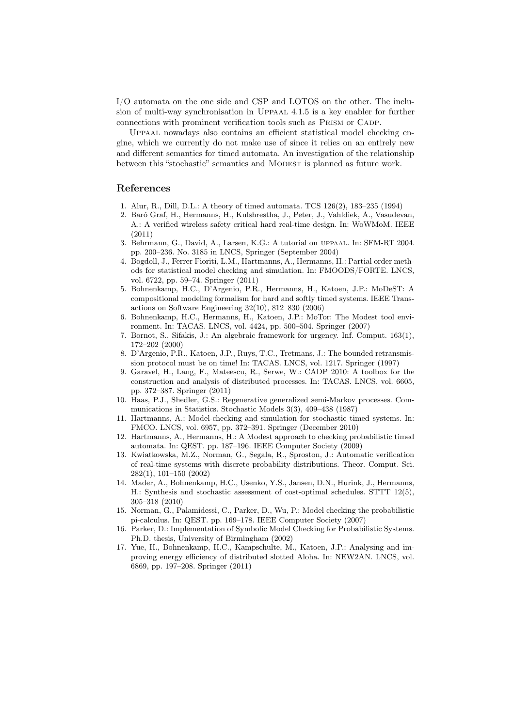I/O automata on the one side and CSP and LOTOS on the other. The inclusion of multi-way synchronisation in Uppaal 4.1.5 is a key enabler for further connections with prominent verification tools such as Prism or Cadp.

Uppaal nowadays also contains an efficient statistical model checking engine, which we currently do not make use of since it relies on an entirely new and different semantics for timed automata. An investigation of the relationship between this "stochastic" semantics and Modest is planned as future work.

## References

1. Alur, R., Dill, D.L.: A theory of timed automata. TCS 126(2), 183–235 (1994)
2. Baró Graf, H., Hermanns, H., Kulshrestha, J., Peter, J., Vahldiek, A., Vasudevan, A.: A verified wireless safety critical hard real-time design. In: WoWMoM. IEEE (2011)
3. Behrmann, G., David, A., Larsen, K.G.: A tutorial on uppaal. In: SFM-RT 2004. pp. 200–236. No. 3185 in LNCS, Springer (September 2004)
4. Bogdoll, J., Ferrer Fioriti, L.M., Hartmanns, A., Hermanns, H.: Partial order methods for statistical model checking and simulation. In: FMOODS/FORTE. LNCS, vol. 6722, pp. 59–74. Springer (2011)
5. Bohnenkamp, H.C., D'Argenio, P.R., Hermanns, H., Katoen, J.P.: MoDeST: A compositional modeling formalism for hard and softly timed systems. IEEE Transactions on Software Engineering 32(10), 812–830 (2006)
6. Bohnenkamp, H.C., Hermanns, H., Katoen, J.P.: MoTor: The Modest tool environment. In: TACAS. LNCS, vol. 4424, pp. 500–504. Springer (2007)
7. Bornot, S., Sifakis, J.: An algebraic framework for urgency. Inf. Comput. 163(1), 172–202 (2000)
8. D'Argenio, P.R., Katoen, J.P., Ruys, T.C., Tretmans, J.: The bounded retransmission protocol must be on time! In: TACAS. LNCS, vol. 1217. Springer (1997)
9. Garavel, H., Lang, F., Mateescu, R., Serwe, W.: CADP 2010: A toolbox for the construction and analysis of distributed processes. In: TACAS. LNCS, vol. 6605, pp. 372–387. Springer (2011)
10. Haas, P.J., Shedler, G.S.: Regenerative generalized semi-Markov processes. Communications in Statistics. Stochastic Models 3(3), 409–438 (1987)
11. Hartmanns, A.: Model-checking and simulation for stochastic timed systems. In: FMCO. LNCS, vol. 6957, pp. 372–391. Springer (December 2010)
12. Hartmanns, A., Hermanns, H.: A Modest approach to checking probabilistic timed automata. In: QEST. pp. 187–196. IEEE Computer Society (2009)
13. Kwiatkowska, M.Z., Norman, G., Segala, R., Sproston, J.: Automatic verification of real-time systems with discrete probability distributions. Theor. Comput. Sci. 282(1), 101–150 (2002)
14. Mader, A., Bohnenkamp, H.C., Usenko, Y.S., Jansen, D.N., Hurink, J., Hermanns, H.: Synthesis and stochastic assessment of cost-optimal schedules. STTT 12(5), 305–318 (2010)
15. Norman, G., Palamidessi, C., Parker, D., Wu, P.: Model checking the probabilistic pi-calculus. In: QEST. pp. 169–178. IEEE Computer Society (2007)
16. Parker, D.: Implementation of Symbolic Model Checking for Probabilistic Systems. Ph.D. thesis, University of Birmingham (2002)
17. Yue, H., Bohnenkamp, H.C., Kampschulte, M., Katoen, J.P.: Analysing and improving energy efficiency of distributed slotted Aloha. In: NEW2AN. LNCS, vol. 6869, pp. 197–208. Springer (2011)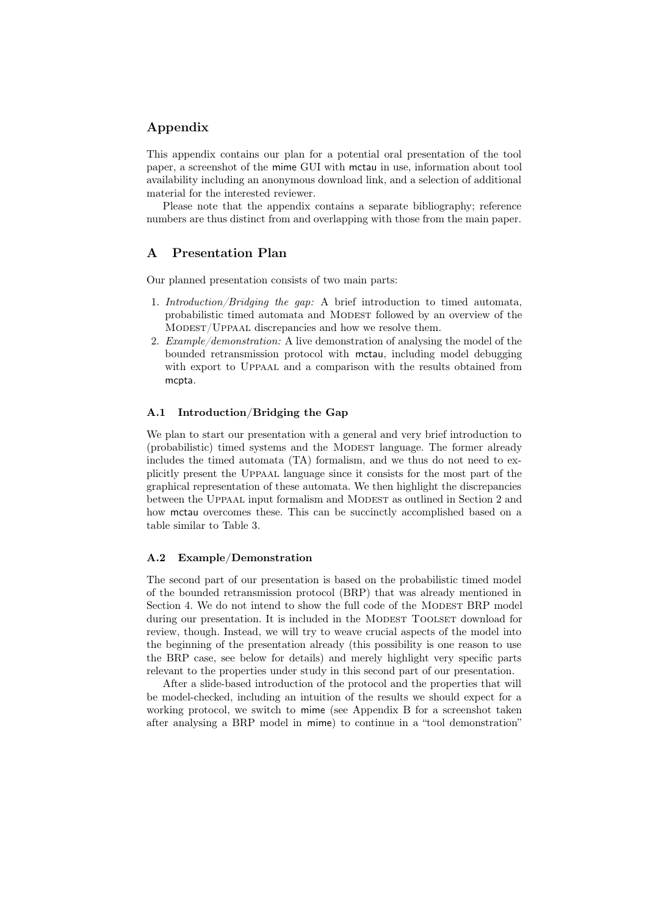## Appendix

This appendix contains our plan for a potential oral presentation of the tool paper, a screenshot of the mime GUI with mctau in use, information about tool availability including an anonymous download link, and a selection of additional material for the interested reviewer.

Please note that the appendix contains a separate bibliography; reference numbers are thus distinct from and overlapping with those from the main paper.

## A Presentation Plan

Our planned presentation consists of two main parts:

1. *Introduction/Bridging the gap:* A brief introduction to timed automata, probabilistic timed automata and Modest followed by an overview of the Modest/Uppaal discrepancies and how we resolve them.
2. *Example/demonstration:* A live demonstration of analysing the model of the bounded retransmission protocol with mctau, including model debugging with export to Uppaal and a comparison with the results obtained from mcpta.

### A.1 Introduction/Bridging the Gap

We plan to start our presentation with a general and very brief introduction to (probabilistic) timed systems and the Modest language. The former already includes the timed automata (TA) formalism, and we thus do not need to explicitly present the Uppaal language since it consists for the most part of the graphical representation of these automata. We then highlight the discrepancies between the Uppaal input formalism and Modest as outlined in Section 2 and how mctau overcomes these. This can be succinctly accomplished based on a table similar to Table 3.

### A.2 Example/Demonstration

The second part of our presentation is based on the probabilistic timed model of the bounded retransmission protocol (BRP) that was already mentioned in Section 4. We do not intend to show the full code of the Modest BRP model during our presentation. It is included in the Modest Toolset download for review, though. Instead, we will try to weave crucial aspects of the model into the beginning of the presentation already (this possibility is one reason to use the BRP case, see below for details) and merely highlight very specific parts relevant to the properties under study in this second part of our presentation.

After a slide-based introduction of the protocol and the properties that will be model-checked, including an intuition of the results we should expect for a working protocol, we switch to mime (see Appendix B for a screenshot taken after analysing a BRP model in mime) to continue in a "tool demonstration"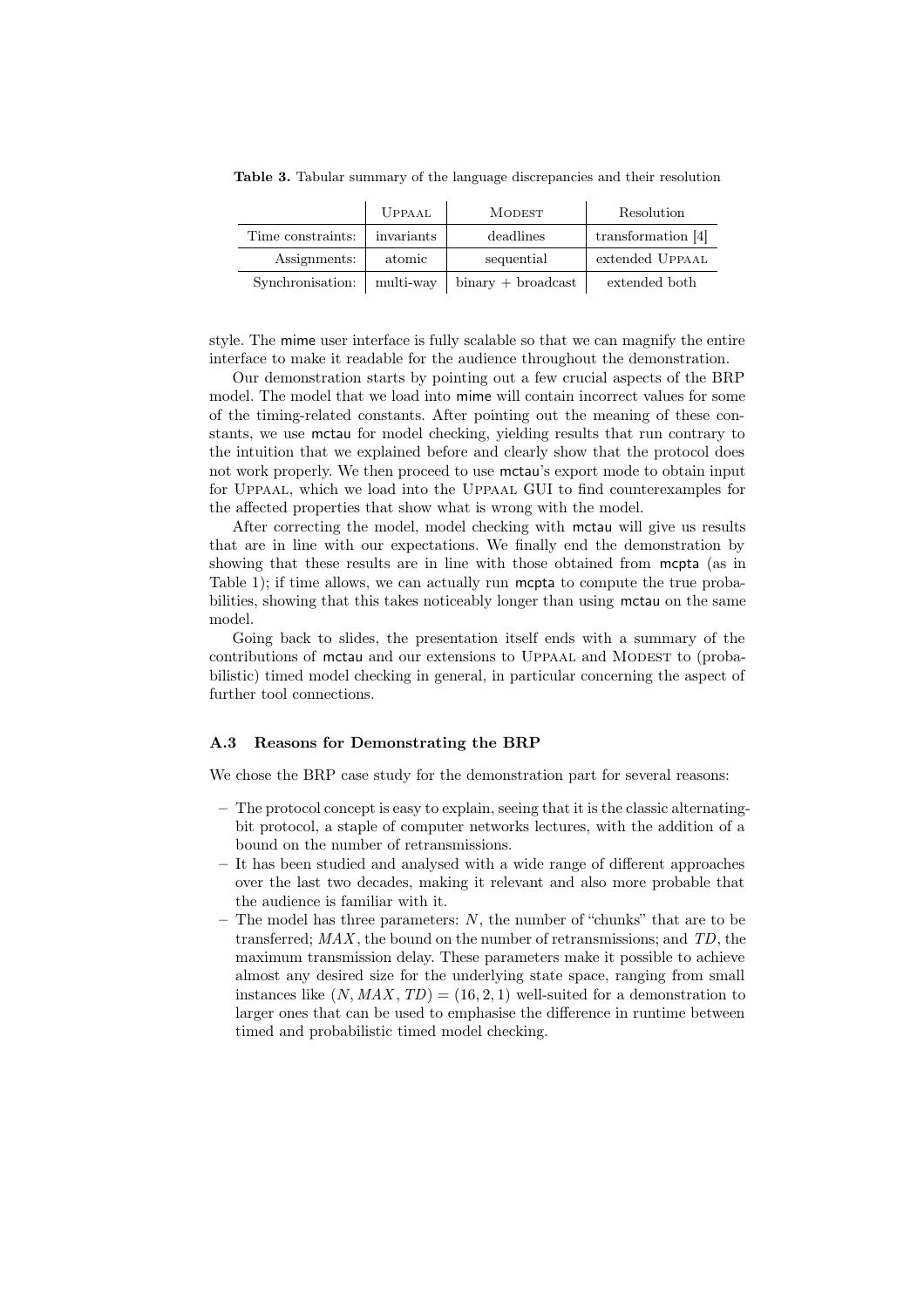**Table 3.** Tabular summary of the language discrepancies and their resolution

| | UPPAAL | MODEST | Resolution |
|---|---|---|---|
| Time constraints: | invariants | deadlines | transformation [4] |
| Assignments: | atomic | sequential | extended UPPAAL |
| Synchronisation: | multi-way | binary + broadcast | extended both |

style. The mime user interface is fully scalable so that we can magnify the entire interface to make it readable for the audience throughout the demonstration.

Our demonstration starts by pointing out a few crucial aspects of the BRP model. The model that we load into mime will contain incorrect values for some of the timing-related constants. After pointing out the meaning of these constants, we use mctau for model checking, yielding results that run contrary to the intuition that we explained before and clearly show that the protocol does not work properly. We then proceed to use mctau's export mode to obtain input for UPPAAL, which we load into the UPPAAL GUI to find counterexamples for the affected properties that show what is wrong with the model.

After correcting the model, model checking with mctau will give us results that are in line with our expectations. We finally end the demonstration by showing that these results are in line with those obtained from mcpta (as in Table 1); if time allows, we can actually run mcpta to compute the true probabilities, showing that this takes noticeably longer than using mctau on the same model.

Going back to slides, the presentation itself ends with a summary of the contributions of mctau and our extensions to UPPAAL and MODEST to (probabilistic) timed model checking in general, in particular concerning the aspect of further tool connections.

### A.3 Reasons for Demonstrating the BRP

We chose the BRP case study for the demonstration part for several reasons:

- The protocol concept is easy to explain, seeing that it is the classic alternating-bit protocol, a staple of computer networks lectures, with the addition of a bound on the number of retransmissions.
- It has been studied and analysed with a wide range of different approaches over the last two decades, making it relevant and also more probable that the audience is familiar with it.
- The model has three parameters: $N$, the number of "chunks" that are to be transferred; $MAX$, the bound on the number of retransmissions; and $TD$, the maximum transmission delay. These parameters make it possible to achieve almost any desired size for the underlying state space, ranging from small instances like $(N, MAX, TD) = (16, 2, 1)$ well-suited for a demonstration to larger ones that can be used to emphasise the difference in runtime between timed and probabilistic timed model checking.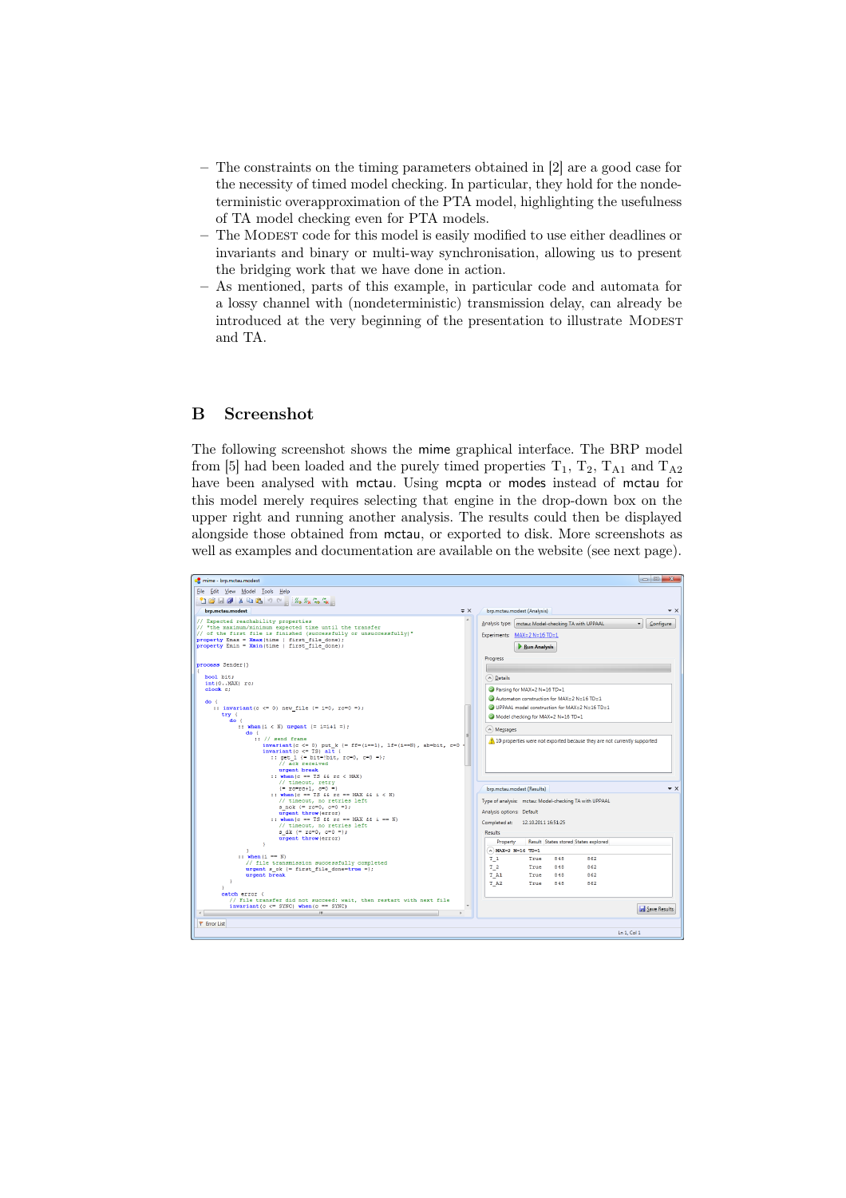– The constraints on the timing parameters obtained in [2] are a good case for the necessity of timed model checking. In particular, they hold for the nondeterministic overapproximation of the PTA model, highlighting the usefulness of TA model checking even for PTA models.
– The MODEST code for this model is easily modified to use either deadlines or invariants and binary or multi-way synchronisation, allowing us to present the bridging work that we have done in action.
– As mentioned, parts of this example, in particular code and automata for a lossy channel with (nondeterministic) transmission delay, can already be introduced at the very beginning of the presentation to illustrate MODEST and TA.

## B Screenshot

The following screenshot shows the mime graphical interface. The BRP model from [5] had been loaded and the purely timed properties $\mathrm{T}_1$, $\mathrm{T}_2$, $\mathrm{T}_{\mathrm{A}1}$ and $\mathrm{T}_{\mathrm{A}2}$ have been analysed with mctau. Using mcpta or modes instead of mctau for this model merely requires selecting that engine in the drop-down box on the upper right and running another analysis. The results could then be displayed alongside those obtained from mctau, or exported to disk. More screenshots as well as examples and documentation are available on the website (see next page).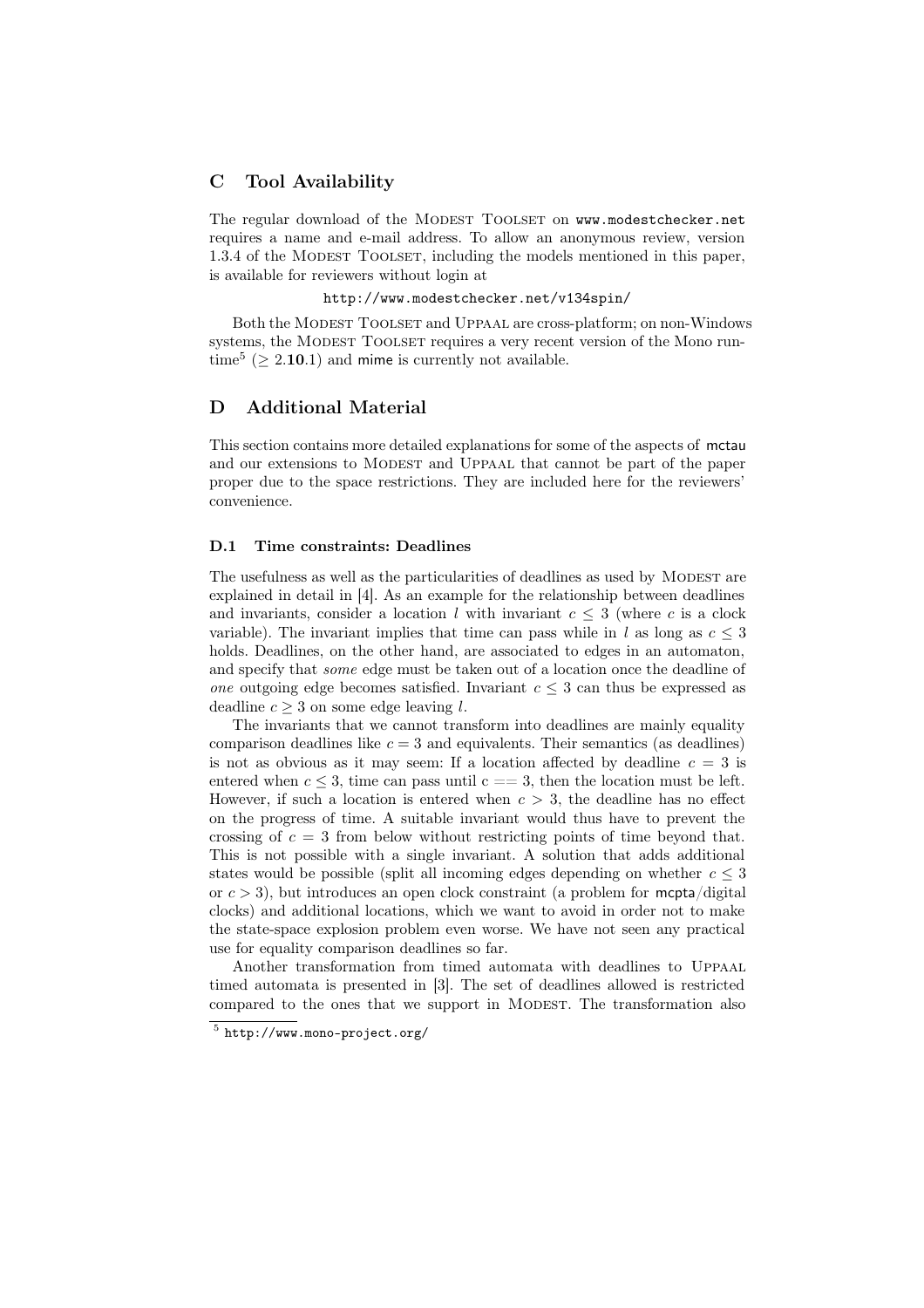## C Tool Availability

The regular download of the Modest Toolset on www.modestchecker.net requires a name and e-mail address. To allow an anonymous review, version 1.3.4 of the Modest Toolset, including the models mentioned in this paper, is available for reviewers without login at

http://www.modestchecker.net/v134spin/

Both the Modest Toolset and Uppaal are cross-platform; on non-Windows systems, the Modest Toolset requires a very recent version of the Mono runtime[5] ($\geq 2.\mathbf{10}.1$) and mime is currently not available.

## D Additional Material

This section contains more detailed explanations for some of the aspects of mctau and our extensions to Modest and Uppaal that cannot be part of the paper proper due to the space restrictions. They are included here for the reviewers' convenience.

### D.1 Time constraints: Deadlines

The usefulness as well as the particularities of deadlines as used by Modest are explained in detail in [4]. As an example for the relationship between deadlines and invariants, consider a location $l$ with invariant $c \leq 3$ (where $c$ is a clock variable). The invariant implies that time can pass while in $l$ as long as $c \leq 3$ holds. Deadlines, on the other hand, are associated to edges in an automaton, and specify that *some* edge must be taken out of a location once the deadline of *one* outgoing edge becomes satisfied. Invariant $c \leq 3$ can thus be expressed as deadline $c \geq 3$ on some edge leaving $l$.

The invariants that we cannot transform into deadlines are mainly equality comparison deadlines like $c = 3$ and equivalents. Their semantics (as deadlines) is not as obvious as it may seem: If a location affected by deadline $c = 3$ is entered when $c \leq 3$, time can pass until $c == 3$, then the location must be left. However, if such a location is entered when $c > 3$, the deadline has no effect on the progress of time. A suitable invariant would thus have to prevent the crossing of $c = 3$ from below without restricting points of time beyond that. This is not possible with a single invariant. A solution that adds additional states would be possible (split all incoming edges depending on whether $c \leq 3$ or $c > 3$), but introduces an open clock constraint (a problem for mcpta/digital clocks) and additional locations, which we want to avoid in order not to make the state-space explosion problem even worse. We have not seen any practical use for equality comparison deadlines so far.

Another transformation from timed automata with deadlines to Uppaal timed automata is presented in [3]. The set of deadlines allowed is restricted compared to the ones that we support in Modest. The transformation also

[5] http://www.mono-project.org/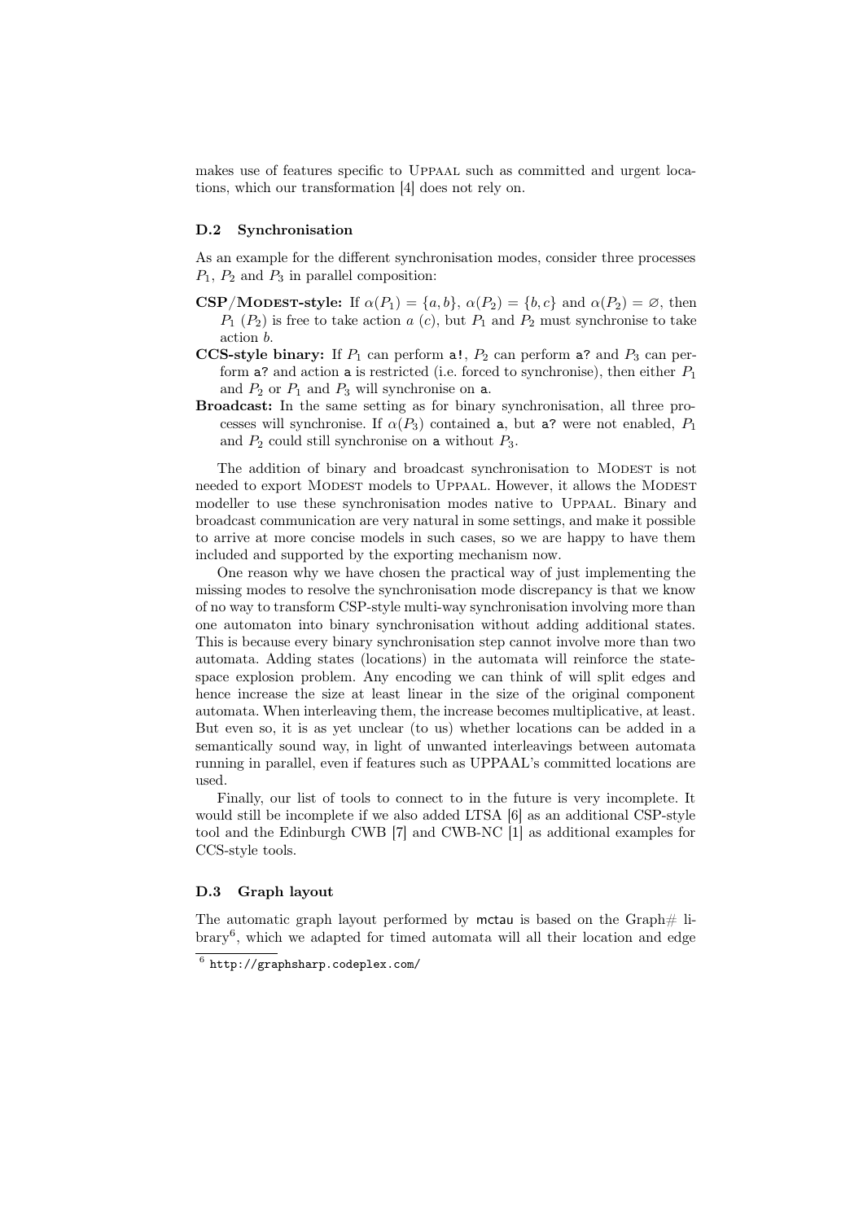makes use of features specific to Uppaal such as committed and urgent locations, which our transformation [4] does not rely on.

### D.2 Synchronisation

As an example for the different synchronisation modes, consider three processes $P_1$, $P_2$ and $P_3$ in parallel composition:

**CSP/Modest-style:** If $\alpha(P_1) = \{a, b\}$, $\alpha(P_2) = \{b, c\}$ and $\alpha(P_2) = \varnothing$, then $P_1$ ($P_2$) is free to take action $a$ ($c$), but $P_1$ and $P_2$ must synchronise to take action $b$.

**CCS-style binary:** If $P_1$ can perform `a!`, $P_2$ can perform `a?` and $P_3$ can perform `a?` and action `a` is restricted (i.e. forced to synchronise), then either $P_1$ and $P_2$ or $P_1$ and $P_3$ will synchronise on `a`.

**Broadcast:** In the same setting as for binary synchronisation, all three processes will synchronise. If $\alpha(P_3)$ contained `a`, but `a?` were not enabled, $P_1$ and $P_2$ could still synchronise on `a` without $P_3$.

The addition of binary and broadcast synchronisation to Modest is not needed to export Modest models to Uppaal. However, it allows the Modest modeller to use these synchronisation modes native to Uppaal. Binary and broadcast communication are very natural in some settings, and make it possible to arrive at more concise models in such cases, so we are happy to have them included and supported by the exporting mechanism now.

One reason why we have chosen the practical way of just implementing the missing modes to resolve the synchronisation mode discrepancy is that we know of no way to transform CSP-style multi-way synchronisation involving more than one automaton into binary synchronisation without adding additional states. This is because every binary synchronisation step cannot involve more than two automata. Adding states (locations) in the automata will reinforce the state-space explosion problem. Any encoding we can think of will split edges and hence increase the size at least linear in the size of the original component automata. When interleaving them, the increase becomes multiplicative, at least. But even so, it is as yet unclear (to us) whether locations can be added in a semantically sound way, in light of unwanted interleavings between automata running in parallel, even if features such as UPPAAL's committed locations are used.

Finally, our list of tools to connect to in the future is very incomplete. It would still be incomplete if we also added LTSA [6] as an additional CSP-style tool and the Edinburgh CWB [7] and CWB-NC [1] as additional examples for CCS-style tools.

### D.3 Graph layout

The automatic graph layout performed by `mctau` is based on the Graph# library[6], which we adapted for timed automata will all their location and edge

[6] http://graphsharp.codeplex.com/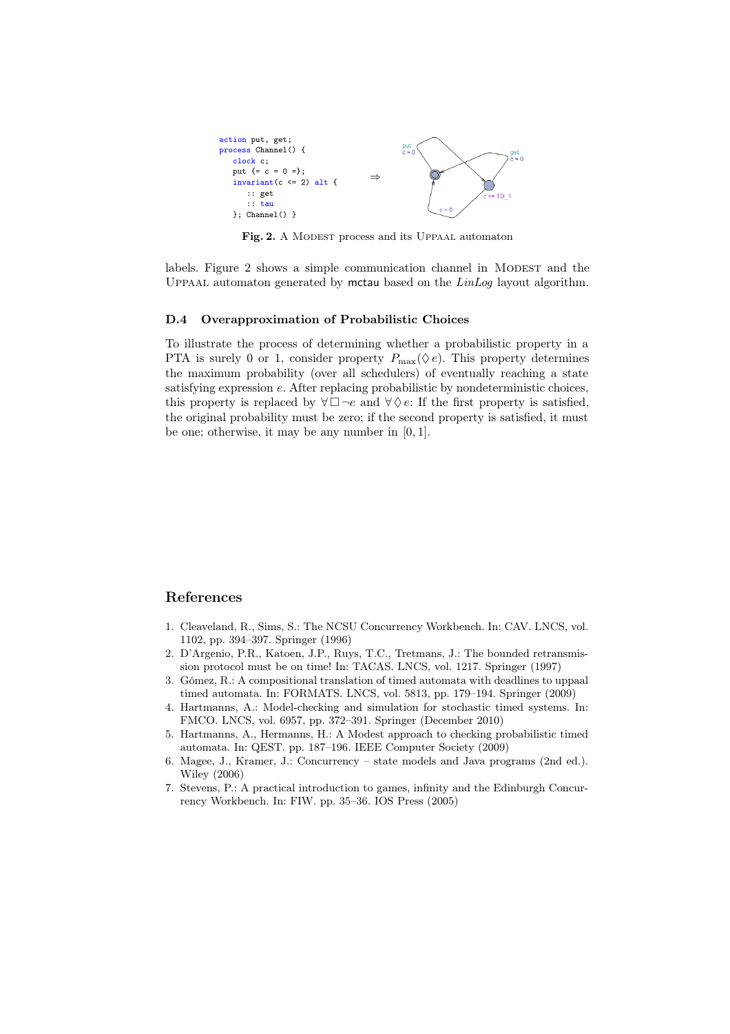```
action put, get;
process Channel() {
   clock c;
   put {= c = 0 =};
   invariant(c <= 2) alt {
      :: get
      :: tau
   }; Channel() }
```

⇒

put
c = 0
get
c = 0
c <= TD_1
c = 0

**Fig. 2.** A Modest process and its Uppaal automaton

labels. Figure 2 shows a simple communication channel in Modest and the Uppaal automaton generated by mctau based on the *LinLog* layout algorithm.

### D.4 Overapproximation of Probabilistic Choices

To illustrate the process of determining whether a probabilistic property in a PTA is surely 0 or 1, consider property $P_{\max}(\Diamond e)$. This property determines the maximum probability (over all schedulers) of eventually reaching a state satisfying expression $e$. After replacing probabilistic by nondeterministic choices, this property is replaced by $\forall \Box \neg e$ and $\forall \Diamond e$: If the first property is satisfied, the original probability must be zero; if the second property is satisfied, it must be one; otherwise, it may be any number in $[0, 1]$.

## References

1. Cleaveland, R., Sims, S.: The NCSU Concurrency Workbench. In: CAV. LNCS, vol. 1102, pp. 394–397. Springer (1996)
2. D'Argenio, P.R., Katoen, J.P., Ruys, T.C., Tretmans, J.: The bounded retransmission protocol must be on time! In: TACAS. LNCS, vol. 1217. Springer (1997)
3. Gómez, R.: A compositional translation of timed automata with deadlines to uppaal timed automata. In: FORMATS. LNCS, vol. 5813, pp. 179–194. Springer (2009)
4. Hartmanns, A.: Model-checking and simulation for stochastic timed systems. In: FMCO. LNCS, vol. 6957, pp. 372–391. Springer (December 2010)
5. Hartmanns, A., Hermanns, H.: A Modest approach to checking probabilistic timed automata. In: QEST. pp. 187–196. IEEE Computer Society (2009)
6. Magee, J., Kramer, J.: Concurrency – state models and Java programs (2nd ed.). Wiley (2006)
7. Stevens, P.: A practical introduction to games, infinity and the Edinburgh Concurrency Workbench. In: FIW. pp. 35–36. IOS Press (2005)